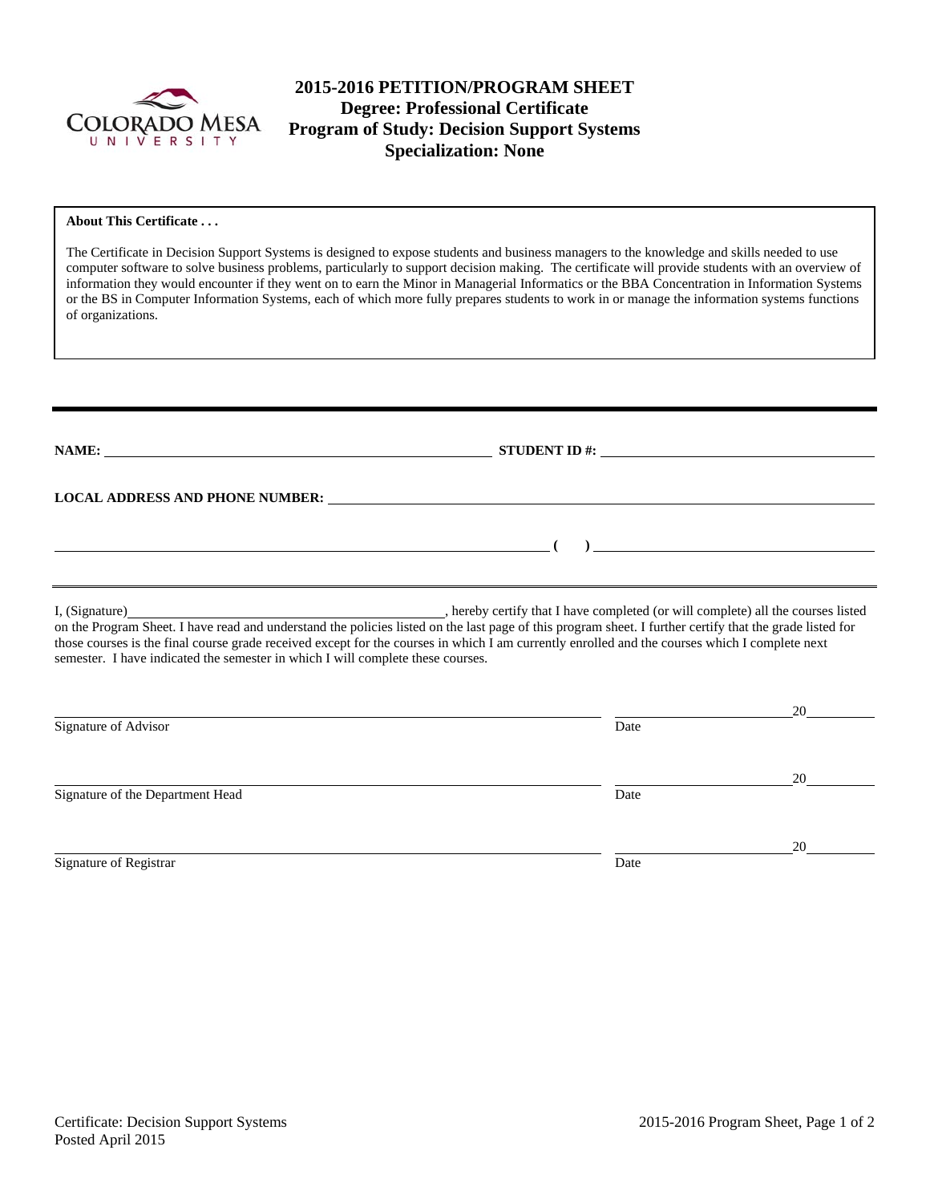# 2015-2016 PETITION/PROGRAM SHEET
## Degree: Professional Certificate
## Program of Study: Decision Support Systems
## Specialization: None

**About This Certificate . . .**

The Certificate in Decision Support Systems is designed to expose students and business managers to the knowledge and skills needed to use computer software to solve business problems, particularly to support decision making. The certificate will provide students with an overview of information they would encounter if they went on to earn the Minor in Managerial Informatics or the BBA Concentration in Information Systems or the BS in Computer Information Systems, each of which more fully prepares students to work in or manage the information systems functions of organizations.

---

**NAME:** ______________________________ **STUDENT ID #:** ______________________________

**LOCAL ADDRESS AND PHONE NUMBER:** ______________________________

______________________________ **( )** ______________________________

I, (Signature)______________________________, hereby certify that I have completed (or will complete) all the courses listed on the Program Sheet. I have read and understand the policies listed on the last page of this program sheet. I further certify that the grade listed for those courses is the final course grade received except for the courses in which I am currently enrolled and the courses which I complete next semester. I have indicated the semester in which I will complete these courses.

______________________________ ______________20______
Signature of Advisor Date

______________________________ ______________20______
Signature of the Department Head Date

______________________________ ______________20______
Signature of Registrar Date

Certificate: Decision Support Systems
Posted April 2015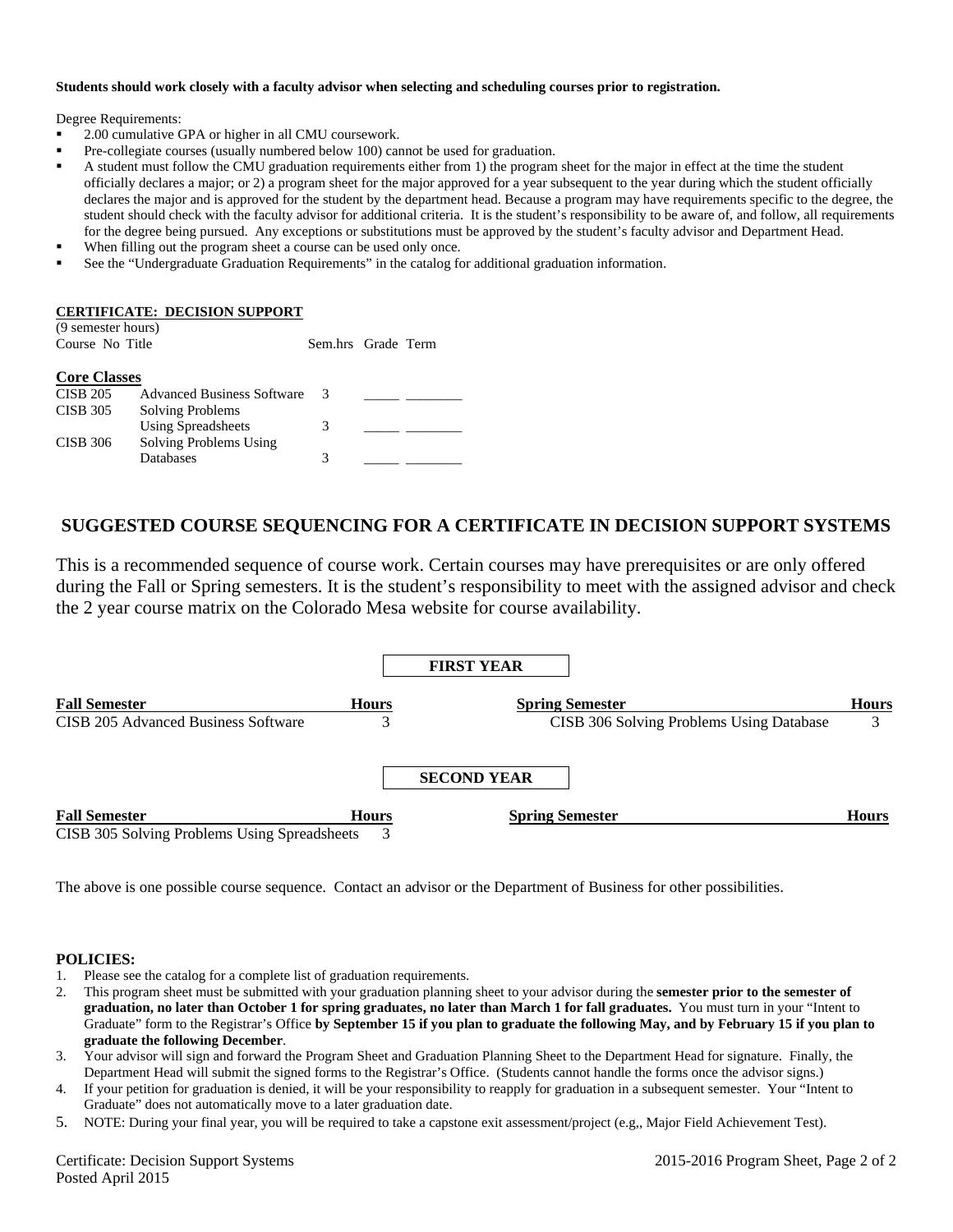**Students should work closely with a faculty advisor when selecting and scheduling courses prior to registration.**

Degree Requirements:

- 2.00 cumulative GPA or higher in all CMU coursework.
- Pre-collegiate courses (usually numbered below 100) cannot be used for graduation.
- A student must follow the CMU graduation requirements either from 1) the program sheet for the major in effect at the time the student officially declares a major; or 2) a program sheet for the major approved for a year subsequent to the year during which the student officially declares the major and is approved for the student by the department head. Because a program may have requirements specific to the degree, the student should check with the faculty advisor for additional criteria. It is the student's responsibility to be aware of, and follow, all requirements for the degree being pursued. Any exceptions or substitutions must be approved by the student's faculty advisor and Department Head.
- When filling out the program sheet a course can be used only once.
- See the "Undergraduate Graduation Requirements" in the catalog for additional graduation information.

**CERTIFICATE: DECISION SUPPORT**

(9 semester hours)

| Course No | Title | Sem.hrs | Grade | Term |
|---|---|---|---|---|
| **Core Classes** | | | | |
| CISB 205 | Advanced Business Software | 3 | _____ | ________ |
| CISB 305 | Solving Problems Using Spreadsheets | 3 | _____ | ________ |
| CISB 306 | Solving Problems Using Databases | 3 | _____ | ________ |

## SUGGESTED COURSE SEQUENCING FOR A CERTIFICATE IN DECISION SUPPORT SYSTEMS

This is a recommended sequence of course work. Certain courses may have prerequisites or are only offered during the Fall or Spring semesters. It is the student's responsibility to meet with the assigned advisor and check the 2 year course matrix on the Colorado Mesa website for course availability.

**FIRST YEAR**

| Fall Semester | Hours | Spring Semester | Hours |
|---|---|---|---|
| CISB 205 Advanced Business Software | 3 | CISB 306 Solving Problems Using Database | 3 |

**SECOND YEAR**

| Fall Semester | Hours | Spring Semester | Hours |
|---|---|---|---|
| CISB 305 Solving Problems Using Spreadsheets | 3 | | |

The above is one possible course sequence. Contact an advisor or the Department of Business for other possibilities.

**POLICIES:**

1. Please see the catalog for a complete list of graduation requirements.
2. This program sheet must be submitted with your graduation planning sheet to your advisor during the **semester prior to the semester of graduation, no later than October 1 for spring graduates, no later than March 1 for fall graduates.** You must turn in your "Intent to Graduate" form to the Registrar's Office **by September 15 if you plan to graduate the following May, and by February 15 if you plan to graduate the following December**.
3. Your advisor will sign and forward the Program Sheet and Graduation Planning Sheet to the Department Head for signature. Finally, the Department Head will submit the signed forms to the Registrar's Office. (Students cannot handle the forms once the advisor signs.)
4. If your petition for graduation is denied, it will be your responsibility to reapply for graduation in a subsequent semester. Your "Intent to Graduate" does not automatically move to a later graduation date.
5. NOTE: During your final year, you will be required to take a capstone exit assessment/project (e.g,, Major Field Achievement Test).

Certificate: Decision Support Systems
Posted April 2015